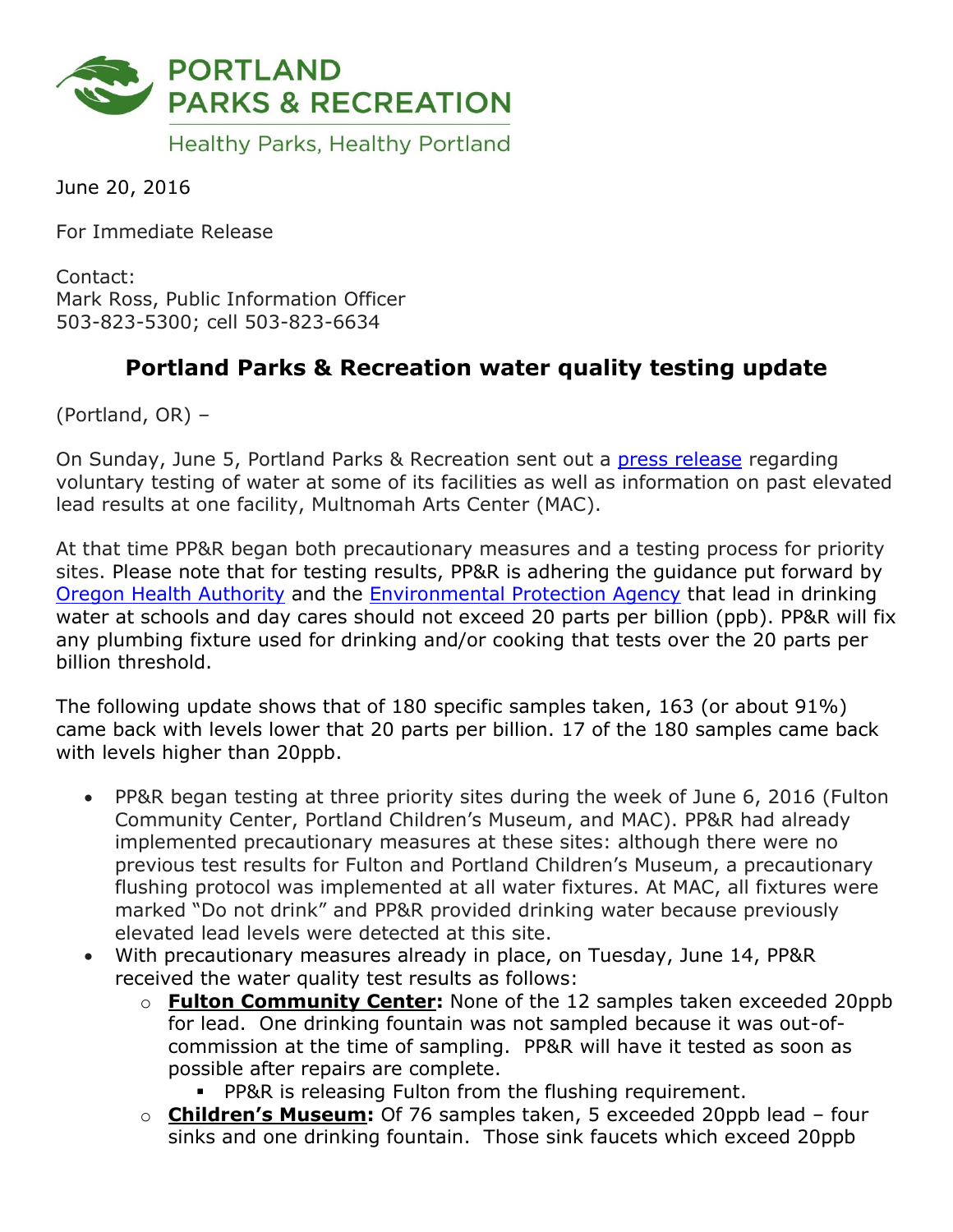PORTLAND PARKS & RECREATION

Healthy Parks, Healthy Portland

June 20, 2016

For Immediate Release

Contact:
Mark Ross, Public Information Officer
503-823-5300; cell 503-823-6634

## Portland Parks & Recreation water quality testing update

(Portland, OR) –

On Sunday, June 5, Portland Parks & Recreation sent out a press release regarding voluntary testing of water at some of its facilities as well as information on past elevated lead results at one facility, Multnomah Arts Center (MAC).

At that time PP&R began both precautionary measures and a testing process for priority sites. Please note that for testing results, PP&R is adhering the guidance put forward by Oregon Health Authority and the Environmental Protection Agency that lead in drinking water at schools and day cares should not exceed 20 parts per billion (ppb). PP&R will fix any plumbing fixture used for drinking and/or cooking that tests over the 20 parts per billion threshold.

The following update shows that of 180 specific samples taken, 163 (or about 91%) came back with levels lower that 20 parts per billion. 17 of the 180 samples came back with levels higher than 20ppb.

- PP&R began testing at three priority sites during the week of June 6, 2016 (Fulton Community Center, Portland Children's Museum, and MAC). PP&R had already implemented precautionary measures at these sites: although there were no previous test results for Fulton and Portland Children's Museum, a precautionary flushing protocol was implemented at all water fixtures. At MAC, all fixtures were marked "Do not drink" and PP&R provided drinking water because previously elevated lead levels were detected at this site.
- With precautionary measures already in place, on Tuesday, June 14, PP&R received the water quality test results as follows:
  - **Fulton Community Center:** None of the 12 samples taken exceeded 20ppb for lead. One drinking fountain was not sampled because it was out-of-commission at the time of sampling. PP&R will have it tested as soon as possible after repairs are complete.
    - PP&R is releasing Fulton from the flushing requirement.
  - **Children's Museum:** Of 76 samples taken, 5 exceeded 20ppb lead – four sinks and one drinking fountain. Those sink faucets which exceed 20ppb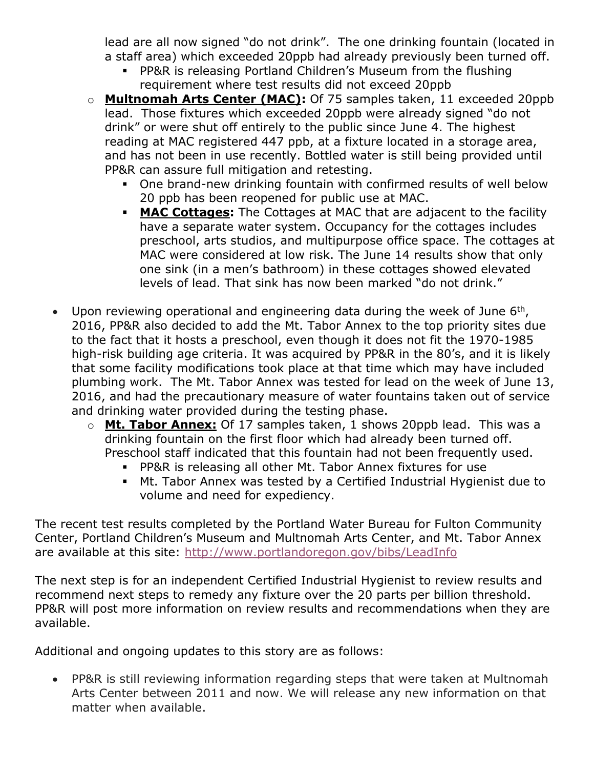lead are all now signed "do not drink". The one drinking fountain (located in a staff area) which exceeded 20ppb had already previously been turned off.
    - PP&R is releasing Portland Children's Museum from the flushing requirement where test results did not exceed 20ppb
  - **Multnomah Arts Center (MAC):** Of 75 samples taken, 11 exceeded 20ppb lead. Those fixtures which exceeded 20ppb were already signed "do not drink" or were shut off entirely to the public since June 4. The highest reading at MAC registered 447 ppb, at a fixture located in a storage area, and has not been in use recently. Bottled water is still being provided until PP&R can assure full mitigation and retesting.
    - One brand-new drinking fountain with confirmed results of well below 20 ppb has been reopened for public use at MAC.
    - **MAC Cottages:** The Cottages at MAC that are adjacent to the facility have a separate water system. Occupancy for the cottages includes preschool, arts studios, and multipurpose office space. The cottages at MAC were considered at low risk. The June 14 results show that only one sink (in a men's bathroom) in these cottages showed elevated levels of lead. That sink has now been marked "do not drink."

- Upon reviewing operational and engineering data during the week of June 6th, 2016, PP&R also decided to add the Mt. Tabor Annex to the top priority sites due to the fact that it hosts a preschool, even though it does not fit the 1970-1985 high-risk building age criteria. It was acquired by PP&R in the 80's, and it is likely that some facility modifications took place at that time which may have included plumbing work. The Mt. Tabor Annex was tested for lead on the week of June 13, 2016, and had the precautionary measure of water fountains taken out of service and drinking water provided during the testing phase.
  - **Mt. Tabor Annex:** Of 17 samples taken, 1 shows 20ppb lead. This was a drinking fountain on the first floor which had already been turned off. Preschool staff indicated that this fountain had not been frequently used.
    - PP&R is releasing all other Mt. Tabor Annex fixtures for use
    - Mt. Tabor Annex was tested by a Certified Industrial Hygienist due to volume and need for expediency.

The recent test results completed by the Portland Water Bureau for Fulton Community Center, Portland Children's Museum and Multnomah Arts Center, and Mt. Tabor Annex are available at this site: http://www.portlandoregon.gov/bibs/LeadInfo

The next step is for an independent Certified Industrial Hygienist to review results and recommend next steps to remedy any fixture over the 20 parts per billion threshold. PP&R will post more information on review results and recommendations when they are available.

Additional and ongoing updates to this story are as follows:

- PP&R is still reviewing information regarding steps that were taken at Multnomah Arts Center between 2011 and now. We will release any new information on that matter when available.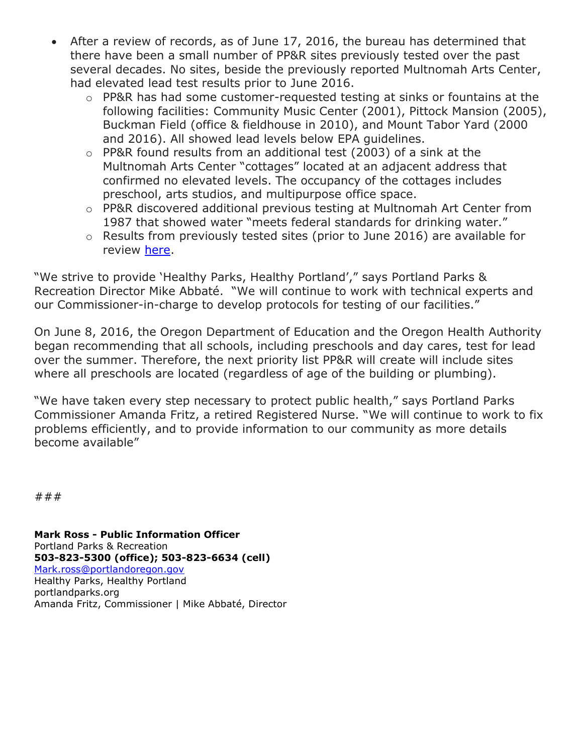- After a review of records, as of June 17, 2016, the bureau has determined that there have been a small number of PP&R sites previously tested over the past several decades. No sites, beside the previously reported Multnomah Arts Center, had elevated lead test results prior to June 2016.
    - PP&R has had some customer-requested testing at sinks or fountains at the following facilities: Community Music Center (2001), Pittock Mansion (2005), Buckman Field (office & fieldhouse in 2010), and Mount Tabor Yard (2000 and 2016). All showed lead levels below EPA guidelines.
    - PP&R found results from an additional test (2003) of a sink at the Multnomah Arts Center "cottages" located at an adjacent address that confirmed no elevated levels. The occupancy of the cottages includes preschool, arts studios, and multipurpose office space.
    - PP&R discovered additional previous testing at Multnomah Art Center from 1987 that showed water "meets federal standards for drinking water."
    - Results from previously tested sites (prior to June 2016) are available for review here.

"We strive to provide 'Healthy Parks, Healthy Portland'," says Portland Parks & Recreation Director Mike Abbaté. "We will continue to work with technical experts and our Commissioner-in-charge to develop protocols for testing of our facilities."

On June 8, 2016, the Oregon Department of Education and the Oregon Health Authority began recommending that all schools, including preschools and day cares, test for lead over the summer. Therefore, the next priority list PP&R will create will include sites where all preschools are located (regardless of age of the building or plumbing).

"We have taken every step necessary to protect public health," says Portland Parks Commissioner Amanda Fritz, a retired Registered Nurse. "We will continue to work to fix problems efficiently, and to provide information to our community as more details become available"

###

**Mark Ross - Public Information Officer**
Portland Parks & Recreation
**503-823-5300 (office); 503-823-6634 (cell)**
Mark.ross@portlandoregon.gov
Healthy Parks, Healthy Portland
portlandparks.org
Amanda Fritz, Commissioner | Mike Abbaté, Director